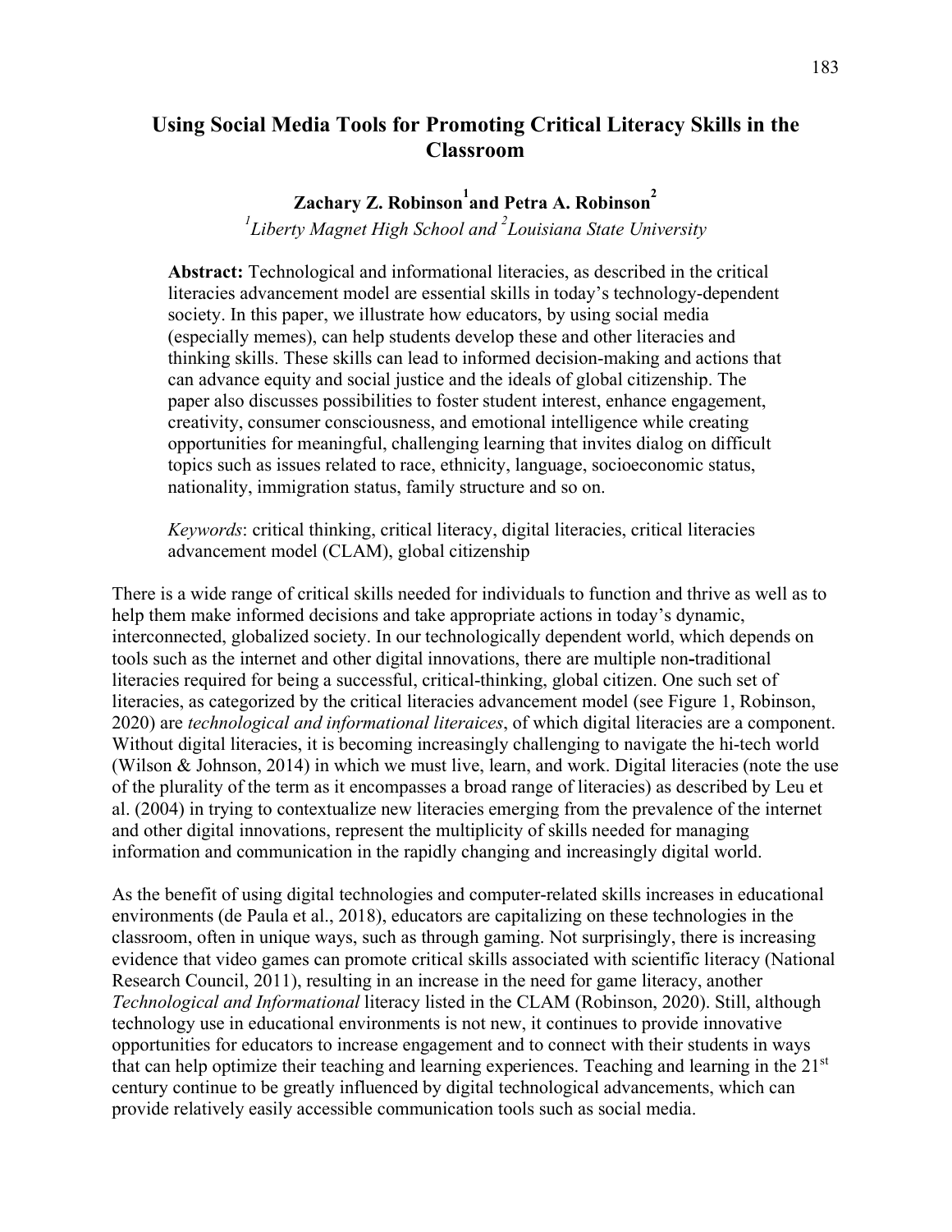# Using Social Media Tools for Promoting Critical Literacy Skills in the Classroom

**Zachary Z. Robinson[1] and Petra A. Robinson[2]**

*[1]Liberty Magnet High School and [2]Louisiana State University*

> **Abstract:** Technological and informational literacies, as described in the critical literacies advancement model are essential skills in today's technology-dependent society. In this paper, we illustrate how educators, by using social media (especially memes), can help students develop these and other literacies and thinking skills. These skills can lead to informed decision-making and actions that can advance equity and social justice and the ideals of global citizenship. The paper also discusses possibilities to foster student interest, enhance engagement, creativity, consumer consciousness, and emotional intelligence while creating opportunities for meaningful, challenging learning that invites dialog on difficult topics such as issues related to race, ethnicity, language, socioeconomic status, nationality, immigration status, family structure and so on.
>
> *Keywords*: critical thinking, critical literacy, digital literacies, critical literacies advancement model (CLAM), global citizenship

There is a wide range of critical skills needed for individuals to function and thrive as well as to help them make informed decisions and take appropriate actions in today's dynamic, interconnected, globalized society. In our technologically dependent world, which depends on tools such as the internet and other digital innovations, there are multiple non-traditional literacies required for being a successful, critical-thinking, global citizen. One such set of literacies, as categorized by the critical literacies advancement model (see Figure 1, Robinson, 2020) are *technological and informational literaices*, of which digital literacies are a component. Without digital literacies, it is becoming increasingly challenging to navigate the hi-tech world (Wilson & Johnson, 2014) in which we must live, learn, and work. Digital literacies (note the use of the plurality of the term as it encompasses a broad range of literacies) as described by Leu et al. (2004) in trying to contextualize new literacies emerging from the prevalence of the internet and other digital innovations, represent the multiplicity of skills needed for managing information and communication in the rapidly changing and increasingly digital world.

As the benefit of using digital technologies and computer-related skills increases in educational environments (de Paula et al., 2018), educators are capitalizing on these technologies in the classroom, often in unique ways, such as through gaming. Not surprisingly, there is increasing evidence that video games can promote critical skills associated with scientific literacy (National Research Council, 2011), resulting in an increase in the need for game literacy, another *Technological and Informational* literacy listed in the CLAM (Robinson, 2020). Still, although technology use in educational environments is not new, it continues to provide innovative opportunities for educators to increase engagement and to connect with their students in ways that can help optimize their teaching and learning experiences. Teaching and learning in the 21st century continue to be greatly influenced by digital technological advancements, which can provide relatively easily accessible communication tools such as social media.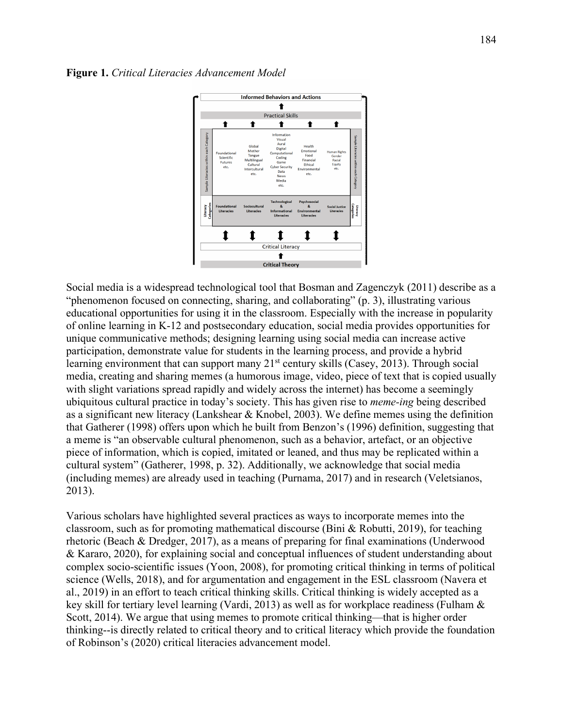**Figure 1.** *Critical Literacies Advancement Model*

Social media is a widespread technological tool that Bosman and Zagenczyk (2011) describe as a "phenomenon focused on connecting, sharing, and collaborating" (p. 3), illustrating various educational opportunities for using it in the classroom. Especially with the increase in popularity of online learning in K-12 and postsecondary education, social media provides opportunities for unique communicative methods; designing learning using social media can increase active participation, demonstrate value for students in the learning process, and provide a hybrid learning environment that can support many 21st century skills (Casey, 2013). Through social media, creating and sharing memes (a humorous image, video, piece of text that is copied usually with slight variations spread rapidly and widely across the internet) has become a seemingly ubiquitous cultural practice in today's society. This has given rise to *meme-ing* being described as a significant new literacy (Lankshear & Knobel, 2003). We define memes using the definition that Gatherer (1998) offers upon which he built from Benzon's (1996) definition, suggesting that a meme is "an observable cultural phenomenon, such as a behavior, artefact, or an objective piece of information, which is copied, imitated or leaned, and thus may be replicated within a cultural system" (Gatherer, 1998, p. 32). Additionally, we acknowledge that social media (including memes) are already used in teaching (Purnama, 2017) and in research (Veletsianos, 2013).

Various scholars have highlighted several practices as ways to incorporate memes into the classroom, such as for promoting mathematical discourse (Bini & Robutti, 2019), for teaching rhetoric (Beach & Dredger, 2017), as a means of preparing for final examinations (Underwood & Kararo, 2020), for explaining social and conceptual influences of student understanding about complex socio-scientific issues (Yoon, 2008), for promoting critical thinking in terms of political science (Wells, 2018), and for argumentation and engagement in the ESL classroom (Navera et al., 2019) in an effort to teach critical thinking skills. Critical thinking is widely accepted as a key skill for tertiary level learning (Vardi, 2013) as well as for workplace readiness (Fulham & Scott, 2014). We argue that using memes to promote critical thinking—that is higher order thinking--is directly related to critical theory and to critical literacy which provide the foundation of Robinson's (2020) critical literacies advancement model.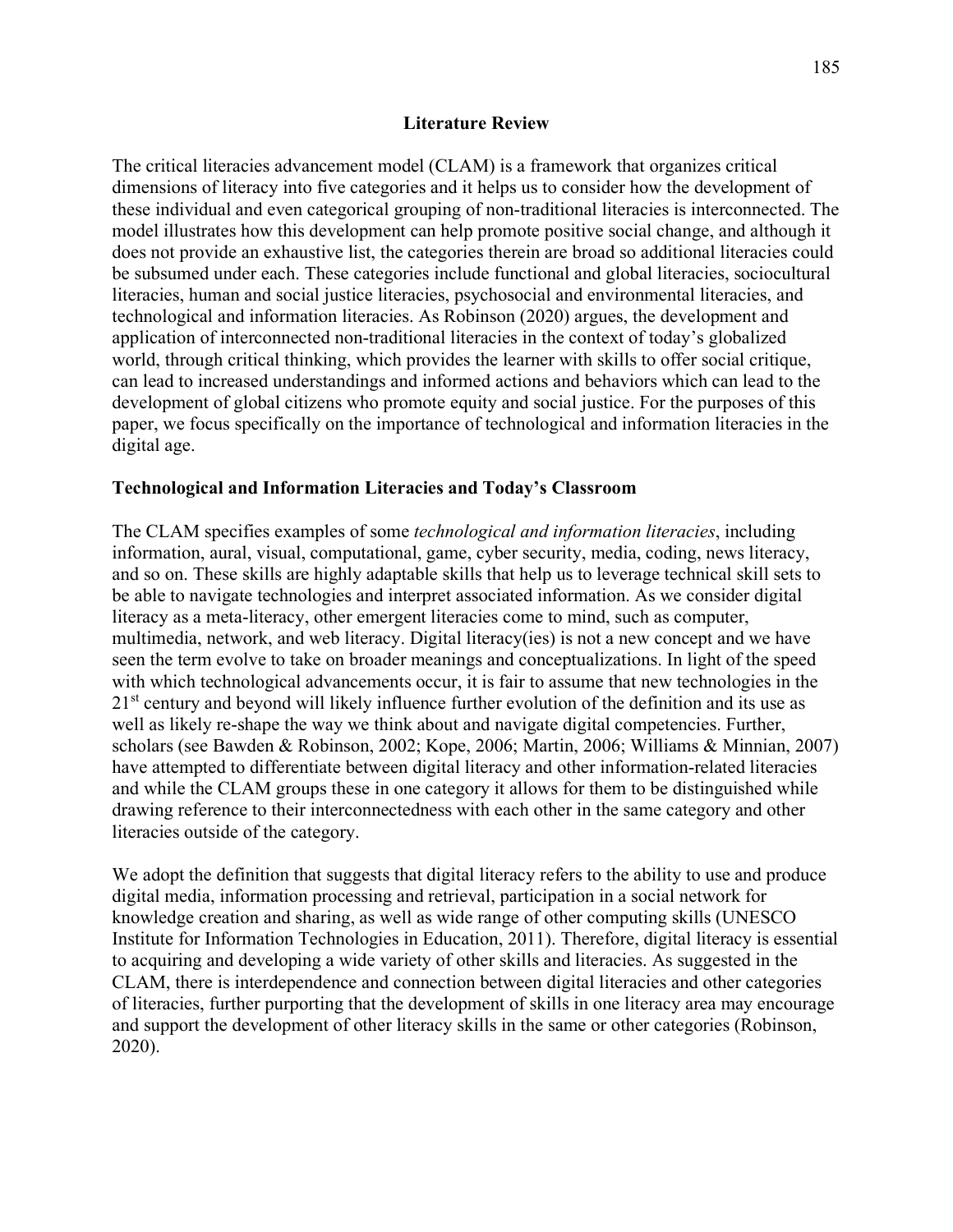## Literature Review

The critical literacies advancement model (CLAM) is a framework that organizes critical dimensions of literacy into five categories and it helps us to consider how the development of these individual and even categorical grouping of non-traditional literacies is interconnected. The model illustrates how this development can help promote positive social change, and although it does not provide an exhaustive list, the categories therein are broad so additional literacies could be subsumed under each. These categories include functional and global literacies, sociocultural literacies, human and social justice literacies, psychosocial and environmental literacies, and technological and information literacies. As Robinson (2020) argues, the development and application of interconnected non-traditional literacies in the context of today's globalized world, through critical thinking, which provides the learner with skills to offer social critique, can lead to increased understandings and informed actions and behaviors which can lead to the development of global citizens who promote equity and social justice. For the purposes of this paper, we focus specifically on the importance of technological and information literacies in the digital age.

### Technological and Information Literacies and Today's Classroom

The CLAM specifies examples of some *technological and information literacies*, including information, aural, visual, computational, game, cyber security, media, coding, news literacy, and so on. These skills are highly adaptable skills that help us to leverage technical skill sets to be able to navigate technologies and interpret associated information. As we consider digital literacy as a meta-literacy, other emergent literacies come to mind, such as computer, multimedia, network, and web literacy. Digital literacy(ies) is not a new concept and we have seen the term evolve to take on broader meanings and conceptualizations. In light of the speed with which technological advancements occur, it is fair to assume that new technologies in the 21st century and beyond will likely influence further evolution of the definition and its use as well as likely re-shape the way we think about and navigate digital competencies. Further, scholars (see Bawden & Robinson, 2002; Kope, 2006; Martin, 2006; Williams & Minnian, 2007) have attempted to differentiate between digital literacy and other information-related literacies and while the CLAM groups these in one category it allows for them to be distinguished while drawing reference to their interconnectedness with each other in the same category and other literacies outside of the category.

We adopt the definition that suggests that digital literacy refers to the ability to use and produce digital media, information processing and retrieval, participation in a social network for knowledge creation and sharing, as well as wide range of other computing skills (UNESCO Institute for Information Technologies in Education, 2011). Therefore, digital literacy is essential to acquiring and developing a wide variety of other skills and literacies. As suggested in the CLAM, there is interdependence and connection between digital literacies and other categories of literacies, further purporting that the development of skills in one literacy area may encourage and support the development of other literacy skills in the same or other categories (Robinson, 2020).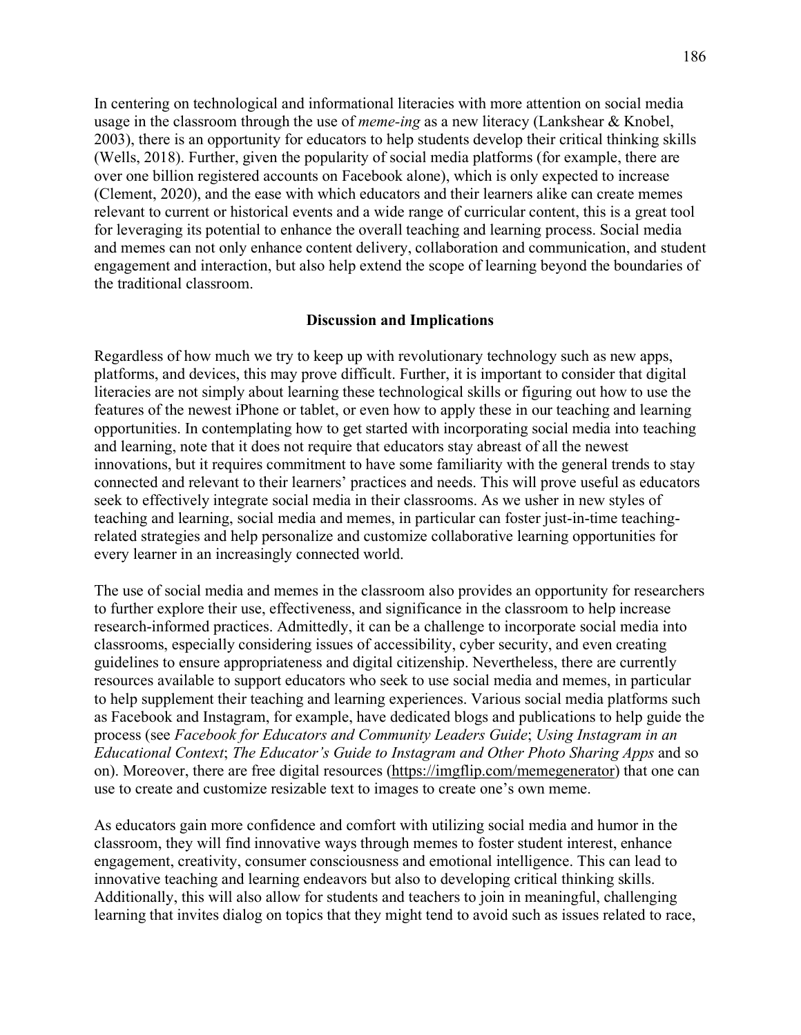In centering on technological and informational literacies with more attention on social media usage in the classroom through the use of *meme-ing* as a new literacy (Lankshear & Knobel, 2003), there is an opportunity for educators to help students develop their critical thinking skills (Wells, 2018). Further, given the popularity of social media platforms (for example, there are over one billion registered accounts on Facebook alone), which is only expected to increase (Clement, 2020), and the ease with which educators and their learners alike can create memes relevant to current or historical events and a wide range of curricular content, this is a great tool for leveraging its potential to enhance the overall teaching and learning process. Social media and memes can not only enhance content delivery, collaboration and communication, and student engagement and interaction, but also help extend the scope of learning beyond the boundaries of the traditional classroom.

## Discussion and Implications

Regardless of how much we try to keep up with revolutionary technology such as new apps, platforms, and devices, this may prove difficult. Further, it is important to consider that digital literacies are not simply about learning these technological skills or figuring out how to use the features of the newest iPhone or tablet, or even how to apply these in our teaching and learning opportunities. In contemplating how to get started with incorporating social media into teaching and learning, note that it does not require that educators stay abreast of all the newest innovations, but it requires commitment to have some familiarity with the general trends to stay connected and relevant to their learners' practices and needs. This will prove useful as educators seek to effectively integrate social media in their classrooms. As we usher in new styles of teaching and learning, social media and memes, in particular can foster just-in-time teaching-related strategies and help personalize and customize collaborative learning opportunities for every learner in an increasingly connected world.

The use of social media and memes in the classroom also provides an opportunity for researchers to further explore their use, effectiveness, and significance in the classroom to help increase research-informed practices. Admittedly, it can be a challenge to incorporate social media into classrooms, especially considering issues of accessibility, cyber security, and even creating guidelines to ensure appropriateness and digital citizenship. Nevertheless, there are currently resources available to support educators who seek to use social media and memes, in particular to help supplement their teaching and learning experiences. Various social media platforms such as Facebook and Instagram, for example, have dedicated blogs and publications to help guide the process (see *Facebook for Educators and Community Leaders Guide*; *Using Instagram in an Educational Context*; *The Educator's Guide to Instagram and Other Photo Sharing Apps* and so on). Moreover, there are free digital resources (https://imgflip.com/memegenerator) that one can use to create and customize resizable text to images to create one's own meme.

As educators gain more confidence and comfort with utilizing social media and humor in the classroom, they will find innovative ways through memes to foster student interest, enhance engagement, creativity, consumer consciousness and emotional intelligence. This can lead to innovative teaching and learning endeavors but also to developing critical thinking skills. Additionally, this will also allow for students and teachers to join in meaningful, challenging learning that invites dialog on topics that they might tend to avoid such as issues related to race,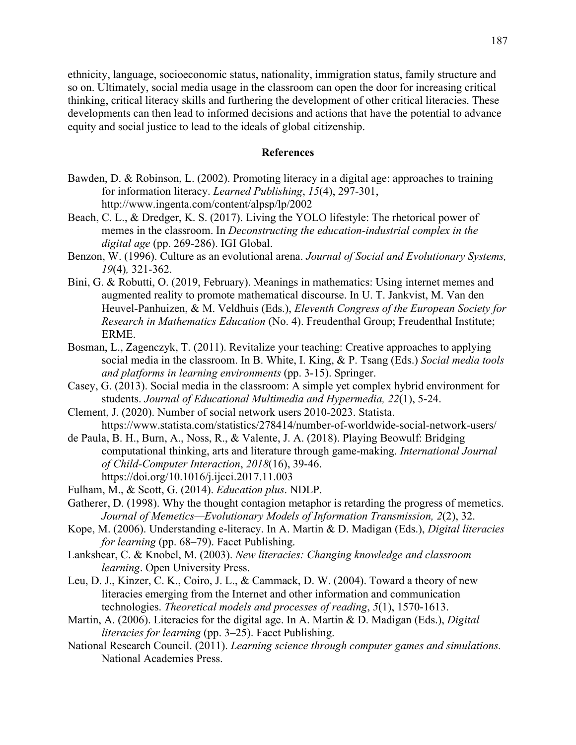ethnicity, language, socioeconomic status, nationality, immigration status, family structure and so on. Ultimately, social media usage in the classroom can open the door for increasing critical thinking, critical literacy skills and furthering the development of other critical literacies. These developments can then lead to informed decisions and actions that have the potential to advance equity and social justice to lead to the ideals of global citizenship.

## References

Bawden, D. & Robinson, L. (2002). Promoting literacy in a digital age: approaches to training for information literacy. *Learned Publishing*, *15*(4), 297-301, http://www.ingenta.com/content/alpsp/lp/2002

Beach, C. L., & Dredger, K. S. (2017). Living the YOLO lifestyle: The rhetorical power of memes in the classroom. In *Deconstructing the education-industrial complex in the digital age* (pp. 269-286). IGI Global.

Benzon, W. (1996). Culture as an evolutional arena. *Journal of Social and Evolutionary Systems, 19*(4)*,* 321-362.

Bini, G. & Robutti, O. (2019, February). Meanings in mathematics: Using internet memes and augmented reality to promote mathematical discourse. In U. T. Jankvist, M. Van den Heuvel-Panhuizen, & M. Veldhuis (Eds.), *Eleventh Congress of the European Society for Research in Mathematics Education* (No. 4). Freudenthal Group; Freudenthal Institute; ERME.

Bosman, L., Zagenczyk, T. (2011). Revitalize your teaching: Creative approaches to applying social media in the classroom. In B. White, I. King, & P. Tsang (Eds.) *Social media tools and platforms in learning environments* (pp. 3-15). Springer.

Casey, G. (2013). Social media in the classroom: A simple yet complex hybrid environment for students. *Journal of Educational Multimedia and Hypermedia, 22*(1), 5-24.

Clement, J. (2020). Number of social network users 2010-2023. Statista. https://www.statista.com/statistics/278414/number-of-worldwide-social-network-users/

de Paula, B. H., Burn, A., Noss, R., & Valente, J. A. (2018). Playing Beowulf: Bridging computational thinking, arts and literature through game-making. *International Journal of Child-Computer Interaction*, *2018*(16), 39-46. https://doi.org/10.1016/j.ijcci.2017.11.003

Fulham, M., & Scott, G. (2014). *Education plus*. NDLP.

Gatherer, D. (1998). Why the thought contagion metaphor is retarding the progress of memetics. *Journal of Memetics—Evolutionary Models of Information Transmission, 2*(2), 32.

Kope, M. (2006). Understanding e-literacy. In A. Martin & D. Madigan (Eds.), *Digital literacies for learning* (pp. 68–79). Facet Publishing.

Lankshear, C. & Knobel, M. (2003). *New literacies: Changing knowledge and classroom learning*. Open University Press.

Leu, D. J., Kinzer, C. K., Coiro, J. L., & Cammack, D. W. (2004). Toward a theory of new literacies emerging from the Internet and other information and communication technologies. *Theoretical models and processes of reading*, *5*(1), 1570-1613.

Martin, A. (2006). Literacies for the digital age. In A. Martin & D. Madigan (Eds.), *Digital literacies for learning* (pp. 3–25). Facet Publishing.

National Research Council. (2011). *Learning science through computer games and simulations.* National Academies Press.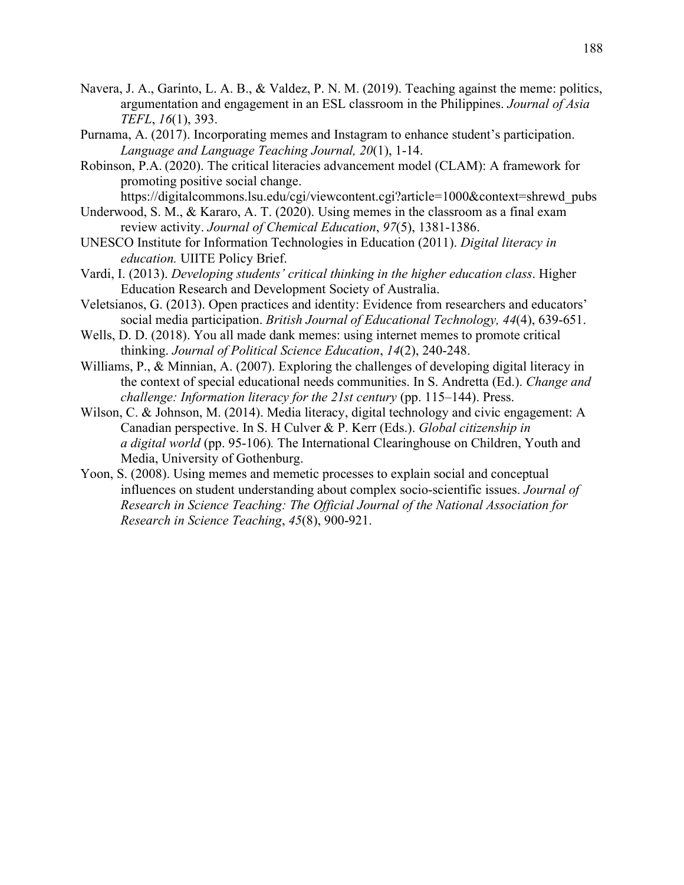Navera, J. A., Garinto, L. A. B., & Valdez, P. N. M. (2019). Teaching against the meme: politics, argumentation and engagement in an ESL classroom in the Philippines. *Journal of Asia TEFL*, *16*(1), 393.

Purnama, A. (2017). Incorporating memes and Instagram to enhance student's participation. *Language and Language Teaching Journal, 20*(1), 1-14.

Robinson, P.A. (2020). The critical literacies advancement model (CLAM): A framework for promoting positive social change. https://digitalcommons.lsu.edu/cgi/viewcontent.cgi?article=1000&context=shrewd_pubs

Underwood, S. M., & Kararo, A. T. (2020). Using memes in the classroom as a final exam review activity. *Journal of Chemical Education*, *97*(5), 1381-1386.

UNESCO Institute for Information Technologies in Education (2011). *Digital literacy in education.* UIITE Policy Brief.

Vardi, I. (2013). *Developing students' critical thinking in the higher education class*. Higher Education Research and Development Society of Australia.

Veletsianos, G. (2013). Open practices and identity: Evidence from researchers and educators' social media participation. *British Journal of Educational Technology, 44*(4), 639-651.

Wells, D. D. (2018). You all made dank memes: using internet memes to promote critical thinking. *Journal of Political Science Education*, *14*(2), 240-248.

Williams, P., & Minnian, A. (2007). Exploring the challenges of developing digital literacy in the context of special educational needs communities. In S. Andretta (Ed.). *Change and challenge: Information literacy for the 21st century* (pp. 115–144). Press.

Wilson, C. & Johnson, M. (2014). Media literacy, digital technology and civic engagement: A Canadian perspective. In S. H Culver & P. Kerr (Eds.). *Global citizenship in a digital world* (pp. 95-106)*.* The International Clearinghouse on Children, Youth and Media, University of Gothenburg.

Yoon, S. (2008). Using memes and memetic processes to explain social and conceptual influences on student understanding about complex socio-scientific issues. *Journal of Research in Science Teaching: The Official Journal of the National Association for Research in Science Teaching*, *45*(8), 900-921.